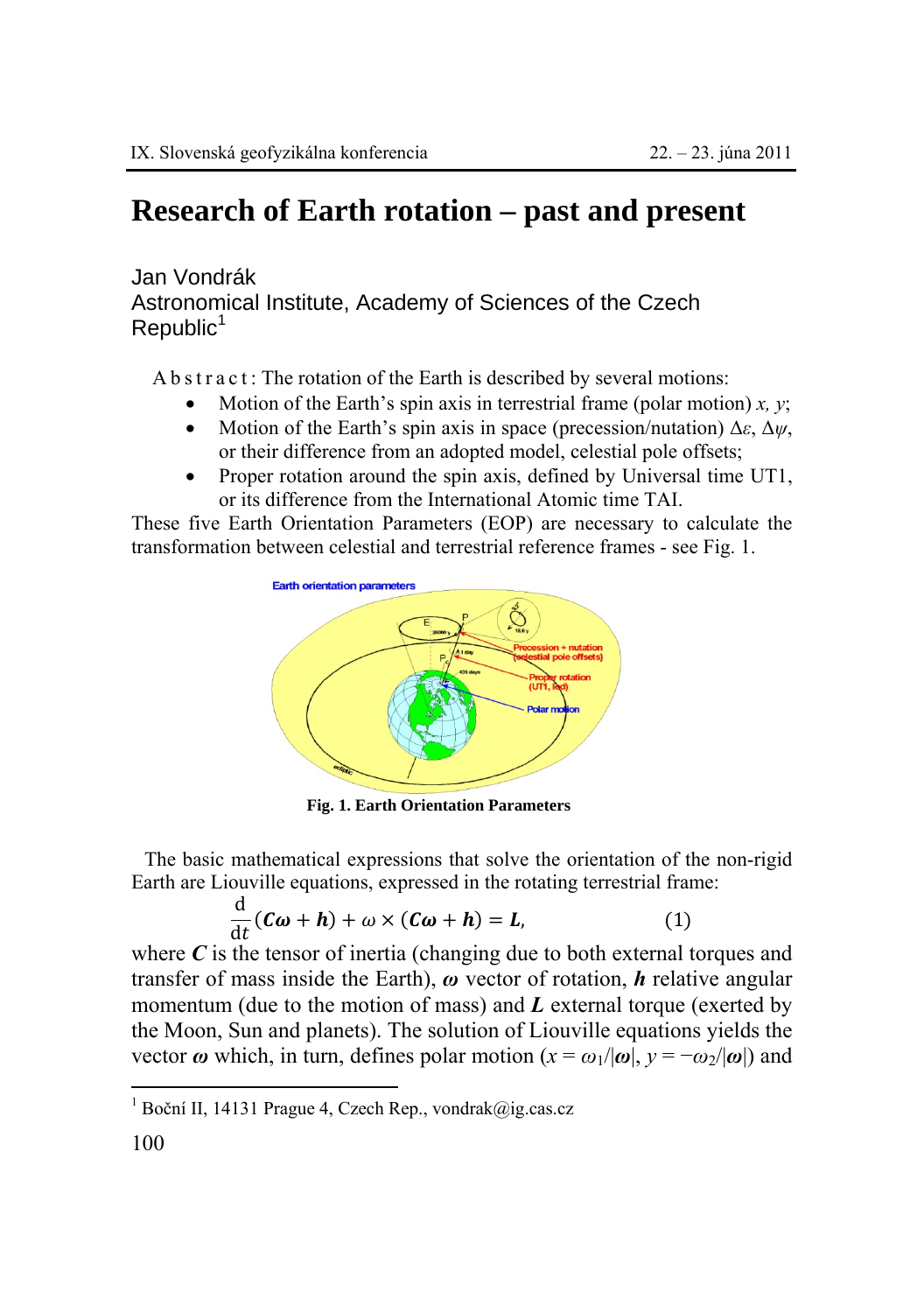# Research of Earth rotation – past and present

Jan Vondrák
Astronomical Institute, Academy of Sciences of the Czech Republic[1]

Abstract: The rotation of the Earth is described by several motions:

- Motion of the Earth's spin axis in terrestrial frame (polar motion) $x$, $y$;
- Motion of the Earth's spin axis in space (precession/nutation) $\Delta\varepsilon$, $\Delta\psi$, or their difference from an adopted model, celestial pole offsets;
- Proper rotation around the spin axis, defined by Universal time UT1, or its difference from the International Atomic time TAI.

These five Earth Orientation Parameters (EOP) are necessary to calculate the transformation between celestial and terrestrial reference frames - see Fig. 1.

**Fig. 1. Earth Orientation Parameters**

The basic mathematical expressions that solve the orientation of the non-rigid Earth are Liouville equations, expressed in the rotating terrestrial frame:

$$\frac{\mathrm{d}}{\mathrm{d}t}(\boldsymbol{C\omega} + \boldsymbol{h}) + \omega \times (\boldsymbol{C\omega} + \boldsymbol{h}) = \boldsymbol{L}, \qquad (1)$$

where $\boldsymbol{C}$ is the tensor of inertia (changing due to both external torques and transfer of mass inside the Earth), $\boldsymbol{\omega}$ vector of rotation, $\boldsymbol{h}$ relative angular momentum (due to the motion of mass) and $\boldsymbol{L}$ external torque (exerted by the Moon, Sun and planets). The solution of Liouville equations yields the vector $\boldsymbol{\omega}$ which, in turn, defines polar motion ($x = \omega_1/|\boldsymbol{\omega}|$, $y = -\omega_2/|\boldsymbol{\omega}|$) and

[1] Boční II, 14131 Prague 4, Czech Rep., vondrak@ig.cas.cz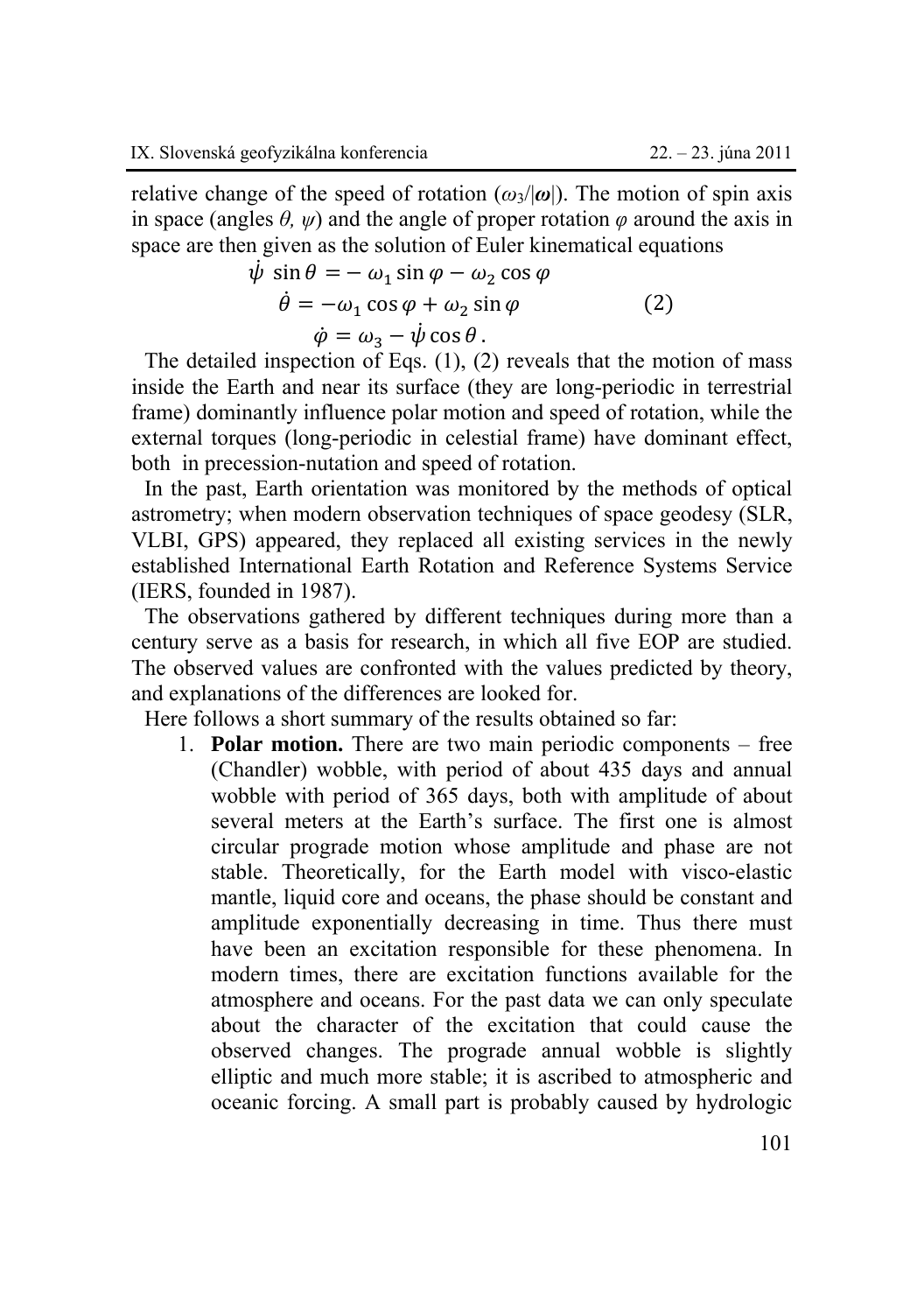relative change of the speed of rotation ($\omega_3/|\boldsymbol{\omega}|$). The motion of spin axis in space (angles $\theta$, $\psi$) and the angle of proper rotation $\varphi$ around the axis in space are then given as the solution of Euler kinematical equations

$$
\begin{aligned}
\dot{\psi}\,\sin\theta &= -\,\omega_1 \sin\varphi - \omega_2 \cos\varphi \\
\dot{\theta} &= -\omega_1 \cos\varphi + \omega_2 \sin\varphi \\
\dot{\varphi} &= \omega_3 - \dot{\psi}\cos\theta\,.
\end{aligned}
\qquad (2)
$$

The detailed inspection of Eqs. (1), (2) reveals that the motion of mass inside the Earth and near its surface (they are long-periodic in terrestrial frame) dominantly influence polar motion and speed of rotation, while the external torques (long-periodic in celestial frame) have dominant effect, both in precession-nutation and speed of rotation.

In the past, Earth orientation was monitored by the methods of optical astrometry; when modern observation techniques of space geodesy (SLR, VLBI, GPS) appeared, they replaced all existing services in the newly established International Earth Rotation and Reference Systems Service (IERS, founded in 1987).

The observations gathered by different techniques during more than a century serve as a basis for research, in which all five EOP are studied. The observed values are confronted with the values predicted by theory, and explanations of the differences are looked for.

Here follows a short summary of the results obtained so far:

1. **Polar motion.** There are two main periodic components – free (Chandler) wobble, with period of about 435 days and annual wobble with period of 365 days, both with amplitude of about several meters at the Earth's surface. The first one is almost circular prograde motion whose amplitude and phase are not stable. Theoretically, for the Earth model with visco-elastic mantle, liquid core and oceans, the phase should be constant and amplitude exponentially decreasing in time. Thus there must have been an excitation responsible for these phenomena. In modern times, there are excitation functions available for the atmosphere and oceans. For the past data we can only speculate about the character of the excitation that could cause the observed changes. The prograde annual wobble is slightly elliptic and much more stable; it is ascribed to atmospheric and oceanic forcing. A small part is probably caused by hydrologic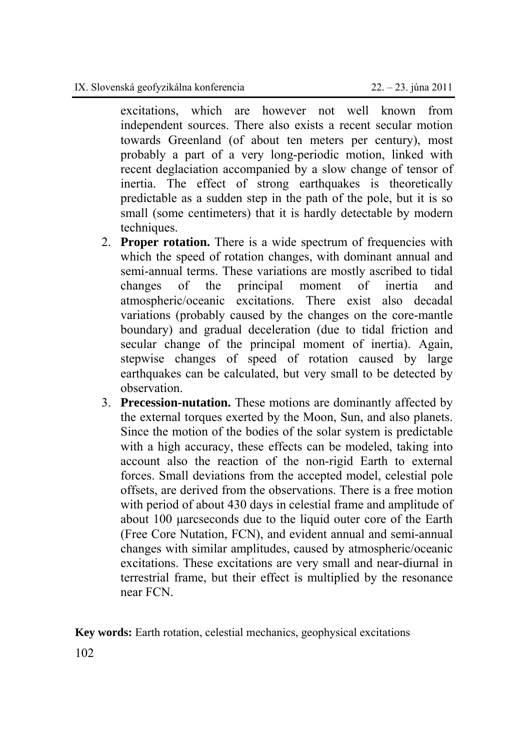excitations, which are however not well known from independent sources. There also exists a recent secular motion towards Greenland (of about ten meters per century), most probably a part of a very long-periodic motion, linked with recent deglaciation accompanied by a slow change of tensor of inertia. The effect of strong earthquakes is theoretically predictable as a sudden step in the path of the pole, but it is so small (some centimeters) that it is hardly detectable by modern techniques.

2. **Proper rotation.** There is a wide spectrum of frequencies with which the speed of rotation changes, with dominant annual and semi-annual terms. These variations are mostly ascribed to tidal changes of the principal moment of inertia and atmospheric/oceanic excitations. There exist also decadal variations (probably caused by the changes on the core-mantle boundary) and gradual deceleration (due to tidal friction and secular change of the principal moment of inertia). Again, stepwise changes of speed of rotation caused by large earthquakes can be calculated, but very small to be detected by observation.
3. **Precession-nutation.** These motions are dominantly affected by the external torques exerted by the Moon, Sun, and also planets. Since the motion of the bodies of the solar system is predictable with a high accuracy, these effects can be modeled, taking into account also the reaction of the non-rigid Earth to external forces. Small deviations from the accepted model, celestial pole offsets, are derived from the observations. There is a free motion with period of about 430 days in celestial frame and amplitude of about 100 μarcseconds due to the liquid outer core of the Earth (Free Core Nutation, FCN), and evident annual and semi-annual changes with similar amplitudes, caused by atmospheric/oceanic excitations. These excitations are very small and near-diurnal in terrestrial frame, but their effect is multiplied by the resonance near FCN.

**Key words:** Earth rotation, celestial mechanics, geophysical excitations